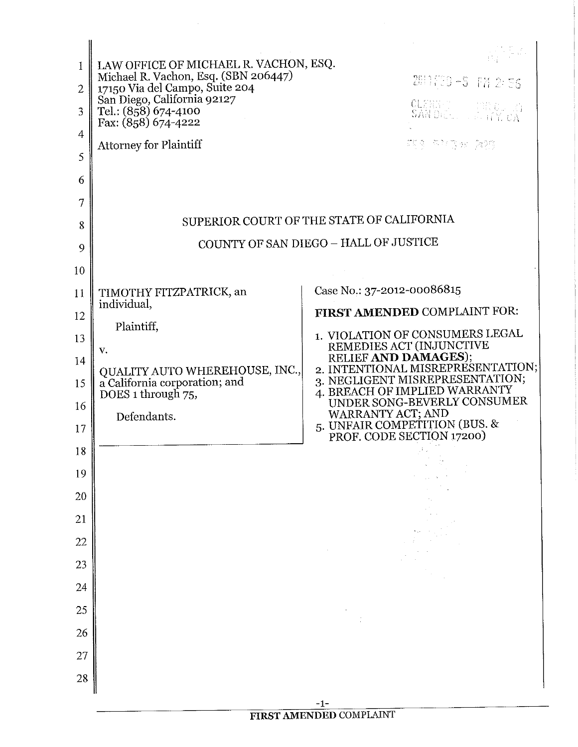LAW OFFICE OF MICHAEL R. VACHON, ESQ.
Michael R. Vachon, Esq. (SBN 206447)
17150 Via del Campo, Suite 204
San Diego, California 92127
Tel.: (858) 674-4100
Fax: (858) 674-4222

Attorney for Plaintiff

SUPERIOR COURT OF THE STATE OF CALIFORNIA

COUNTY OF SAN DIEGO – HALL OF JUSTICE

| | |
|---|---|
| TIMOTHY FITZPATRICK, an individual,<br><br>Plaintiff,<br><br>v.<br><br>QUALITY AUTO WHEREHOUSE, INC., a California corporation; and DOES 1 through 75,<br><br>Defendants. | Case No.: 37-2012-00086815<br><br>**FIRST AMENDED** COMPLAINT FOR:<br><br>1. VIOLATION OF CONSUMERS LEGAL REMEDIES ACT (INJUNCTIVE RELIEF **AND DAMAGES**);<br>2. INTENTIONAL MISREPRESENTATION;<br>3. NEGLIGENT MISREPRESENTATION;<br>4. BREACH OF IMPLIED WARRANTY UNDER SONG-BEVERLY CONSUMER WARRANTY ACT; AND<br>5. UNFAIR COMPETITION (BUS. & PROF. CODE SECTION 17200) |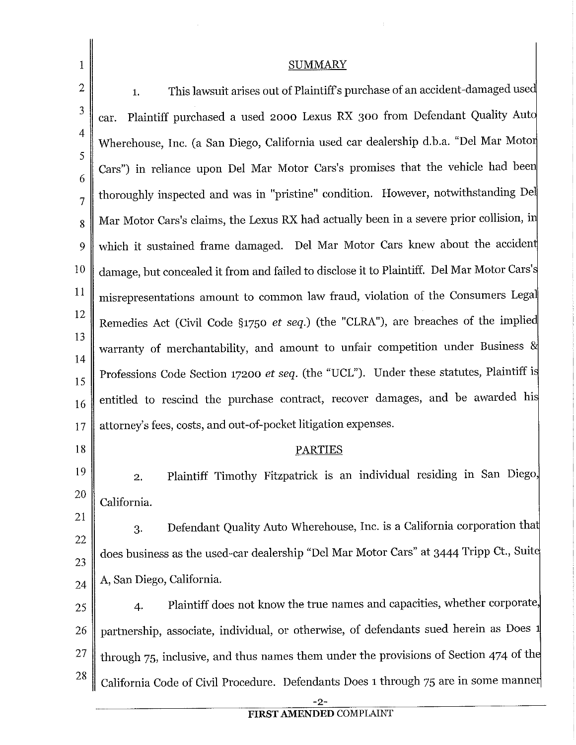## SUMMARY

1. This lawsuit arises out of Plaintiff's purchase of an accident-damaged used car. Plaintiff purchased a used 2000 Lexus RX 300 from Defendant Quality Auto Wherehouse, Inc. (a San Diego, California used car dealership d.b.a. "Del Mar Motor Cars") in reliance upon Del Mar Motor Cars's promises that the vehicle had been thoroughly inspected and was in "pristine" condition. However, notwithstanding Del Mar Motor Cars's claims, the Lexus RX had actually been in a severe prior collision, in which it sustained frame damaged. Del Mar Motor Cars knew about the accident damage, but concealed it from and failed to disclose it to Plaintiff. Del Mar Motor Cars's misrepresentations amount to common law fraud, violation of the Consumers Legal Remedies Act (Civil Code §1750 *et seq.*) (the "CLRA"), are breaches of the implied warranty of merchantability, and amount to unfair competition under Business & Professions Code Section 17200 *et seq.* (the "UCL"). Under these statutes, Plaintiff is entitled to rescind the purchase contract, recover damages, and be awarded his attorney's fees, costs, and out-of-pocket litigation expenses.

## PARTIES

2. Plaintiff Timothy Fitzpatrick is an individual residing in San Diego, California.

3. Defendant Quality Auto Wherehouse, Inc. is a California corporation that does business as the used-car dealership "Del Mar Motor Cars" at 3444 Tripp Ct., Suite A, San Diego, California.

4. Plaintiff does not know the true names and capacities, whether corporate, partnership, associate, individual, or otherwise, of defendants sued herein as Does 1 through 75, inclusive, and thus names them under the provisions of Section 474 of the California Code of Civil Procedure. Defendants Does 1 through 75 are in some manner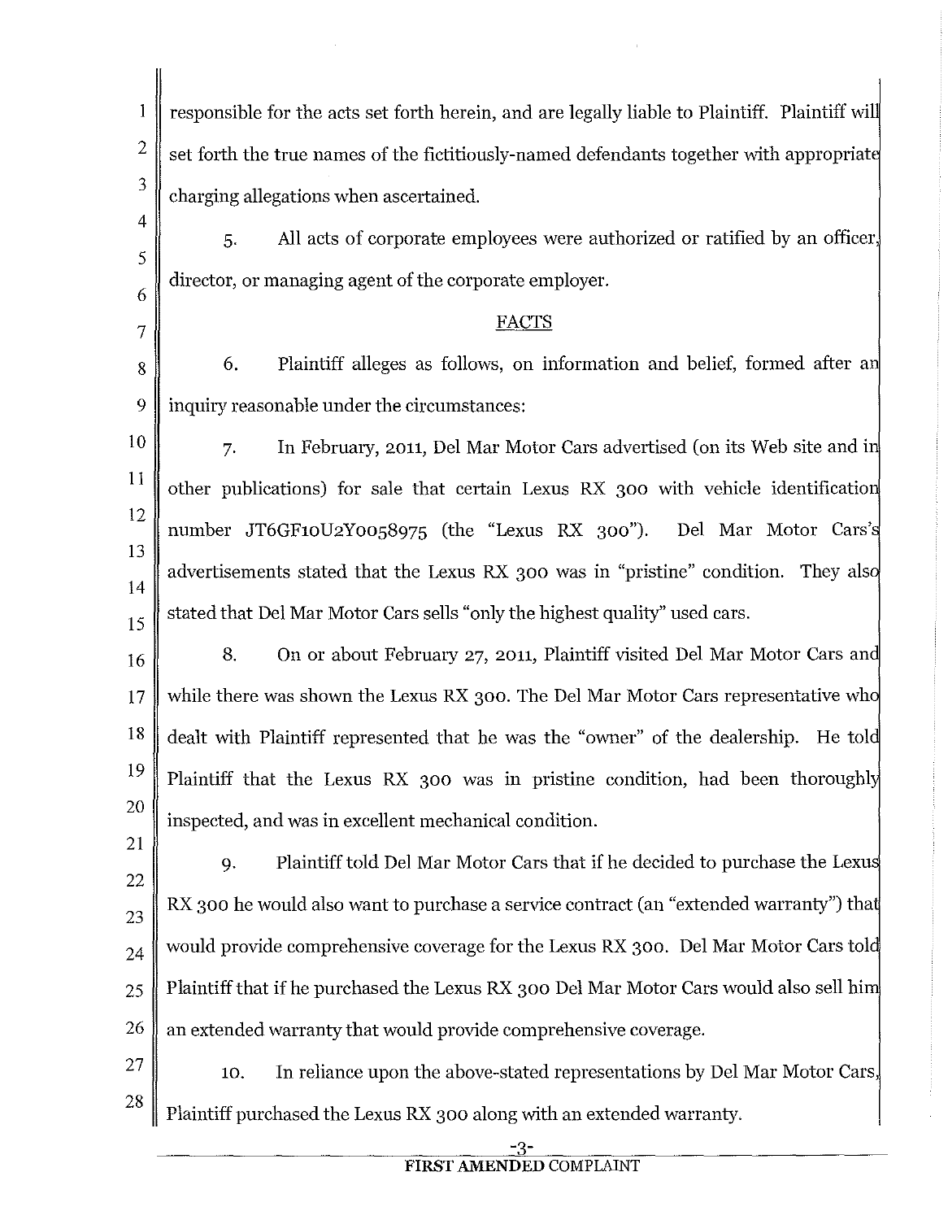responsible for the acts set forth herein, and are legally liable to Plaintiff. Plaintiff will set forth the true names of the fictitiously-named defendants together with appropriate charging allegations when ascertained.

5. All acts of corporate employees were authorized or ratified by an officer, director, or managing agent of the corporate employer.

## FACTS

6. Plaintiff alleges as follows, on information and belief, formed after an inquiry reasonable under the circumstances:

7. In February, 2011, Del Mar Motor Cars advertised (on its Web site and in other publications) for sale that certain Lexus RX 300 with vehicle identification number JT6GF10U2Y0058975 (the "Lexus RX 300"). Del Mar Motor Cars's advertisements stated that the Lexus RX 300 was in "pristine" condition. They also stated that Del Mar Motor Cars sells "only the highest quality" used cars.

8. On or about February 27, 2011, Plaintiff visited Del Mar Motor Cars and while there was shown the Lexus RX 300. The Del Mar Motor Cars representative who dealt with Plaintiff represented that he was the "owner" of the dealership. He told Plaintiff that the Lexus RX 300 was in pristine condition, had been thoroughly inspected, and was in excellent mechanical condition.

9. Plaintiff told Del Mar Motor Cars that if he decided to purchase the Lexus RX 300 he would also want to purchase a service contract (an "extended warranty") that would provide comprehensive coverage for the Lexus RX 300. Del Mar Motor Cars told Plaintiff that if he purchased the Lexus RX 300 Del Mar Motor Cars would also sell him an extended warranty that would provide comprehensive coverage.

10. In reliance upon the above-stated representations by Del Mar Motor Cars, Plaintiff purchased the Lexus RX 300 along with an extended warranty.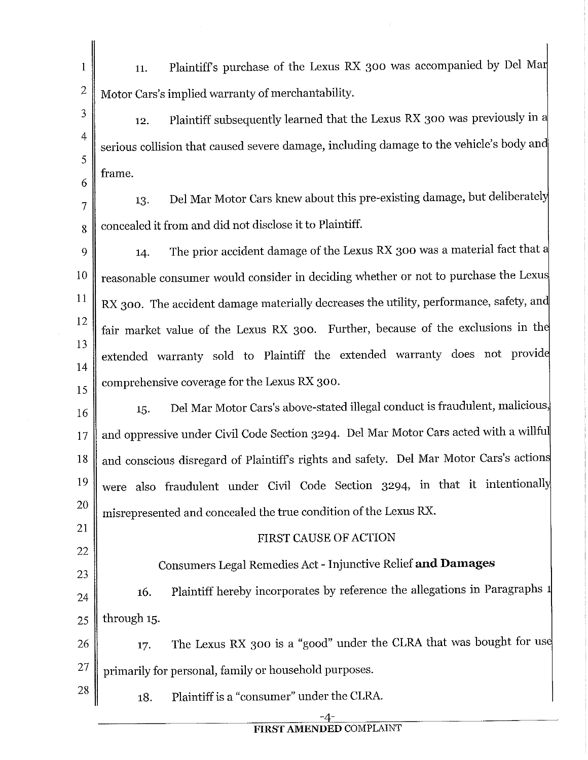11. Plaintiff's purchase of the Lexus RX 300 was accompanied by Del Mar Motor Cars's implied warranty of merchantability.

12. Plaintiff subsequently learned that the Lexus RX 300 was previously in a serious collision that caused severe damage, including damage to the vehicle's body and frame.

13. Del Mar Motor Cars knew about this pre-existing damage, but deliberately concealed it from and did not disclose it to Plaintiff.

14. The prior accident damage of the Lexus RX 300 was a material fact that a reasonable consumer would consider in deciding whether or not to purchase the Lexus RX 300. The accident damage materially decreases the utility, performance, safety, and fair market value of the Lexus RX 300. Further, because of the exclusions in the extended warranty sold to Plaintiff the extended warranty does not provide comprehensive coverage for the Lexus RX 300.

15. Del Mar Motor Cars's above-stated illegal conduct is fraudulent, malicious, and oppressive under Civil Code Section 3294. Del Mar Motor Cars acted with a willful and conscious disregard of Plaintiff's rights and safety. Del Mar Motor Cars's actions were also fraudulent under Civil Code Section 3294, in that it intentionally misrepresented and concealed the true condition of the Lexus RX.

## FIRST CAUSE OF ACTION

### Consumers Legal Remedies Act - Injunctive Relief **and Damages**

16. Plaintiff hereby incorporates by reference the allegations in Paragraphs 1 through 15.

17. The Lexus RX 300 is a "good" under the CLRA that was bought for use primarily for personal, family or household purposes.

18. Plaintiff is a "consumer" under the CLRA.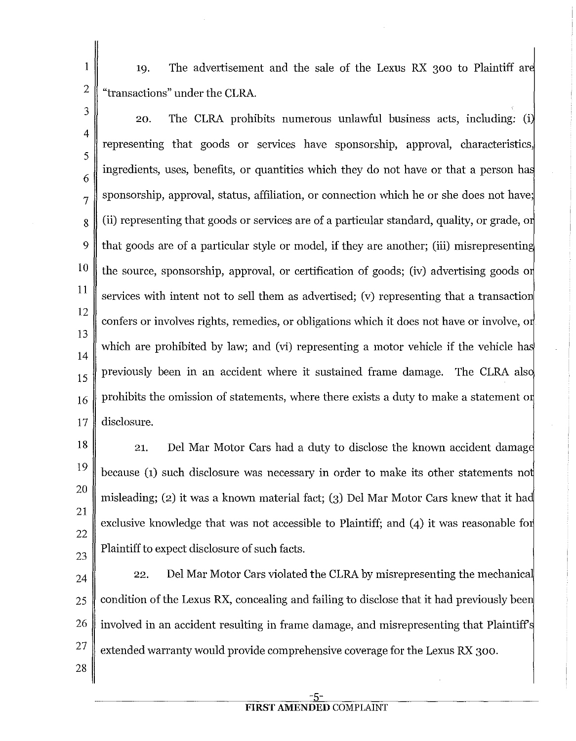19. The advertisement and the sale of the Lexus RX 300 to Plaintiff are "transactions" under the CLRA.

20. The CLRA prohibits numerous unlawful business acts, including: (i) representing that goods or services have sponsorship, approval, characteristics, ingredients, uses, benefits, or quantities which they do not have or that a person has sponsorship, approval, status, affiliation, or connection which he or she does not have; (ii) representing that goods or services are of a particular standard, quality, or grade, or that goods are of a particular style or model, if they are another; (iii) misrepresenting the source, sponsorship, approval, or certification of goods; (iv) advertising goods or services with intent not to sell them as advertised; (v) representing that a transaction confers or involves rights, remedies, or obligations which it does not have or involve, or which are prohibited by law; and (vi) representing a motor vehicle if the vehicle has previously been in an accident where it sustained frame damage. The CLRA also prohibits the omission of statements, where there exists a duty to make a statement or disclosure.

21. Del Mar Motor Cars had a duty to disclose the known accident damage because (1) such disclosure was necessary in order to make its other statements not misleading; (2) it was a known material fact; (3) Del Mar Motor Cars knew that it had exclusive knowledge that was not accessible to Plaintiff; and (4) it was reasonable for Plaintiff to expect disclosure of such facts.

22. Del Mar Motor Cars violated the CLRA by misrepresenting the mechanical condition of the Lexus RX, concealing and failing to disclose that it had previously been involved in an accident resulting in frame damage, and misrepresenting that Plaintiff's extended warranty would provide comprehensive coverage for the Lexus RX 300.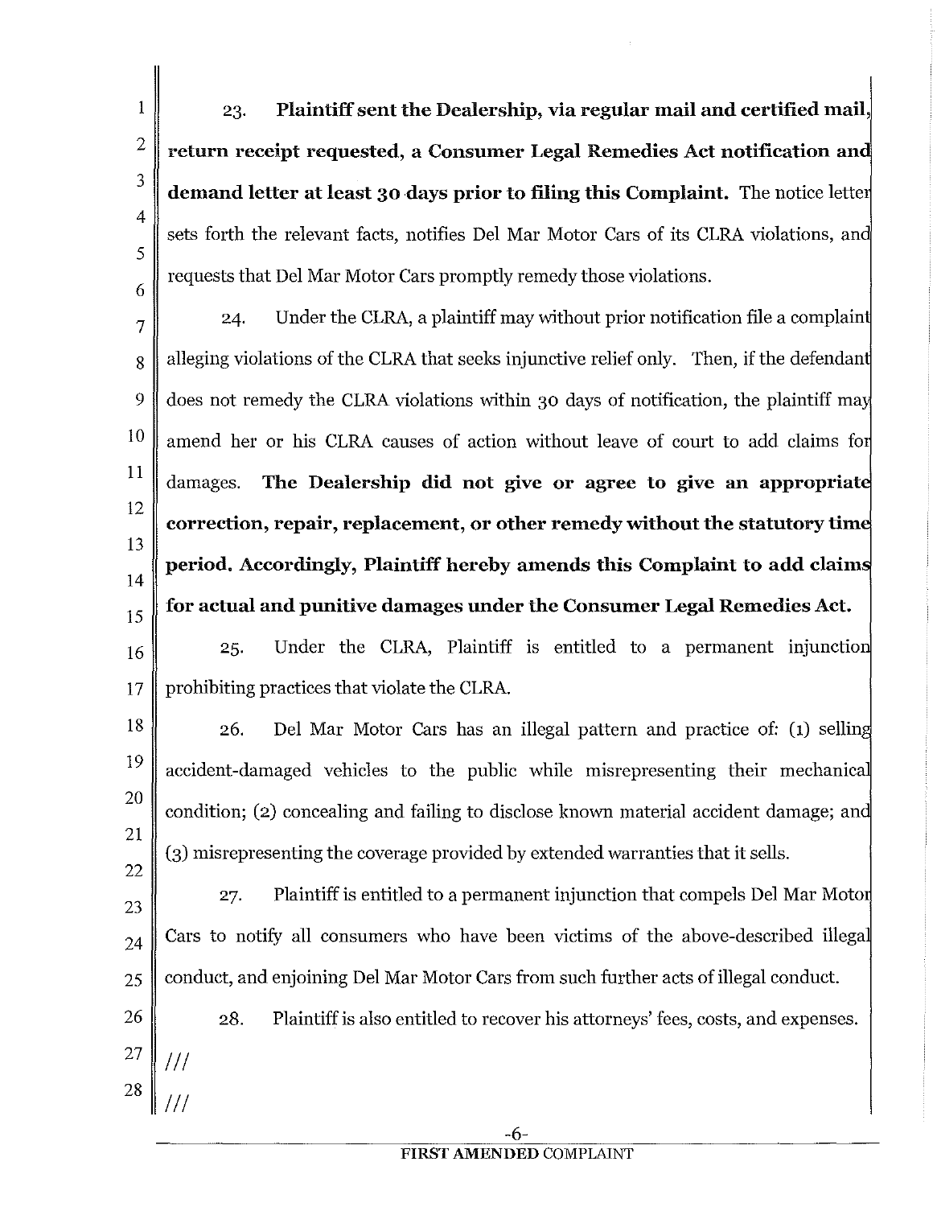23. **Plaintiff sent the Dealership, via regular mail and certified mail, return receipt requested, a Consumer Legal Remedies Act notification and demand letter at least 30 days prior to filing this Complaint.** The notice letter sets forth the relevant facts, notifies Del Mar Motor Cars of its CLRA violations, and requests that Del Mar Motor Cars promptly remedy those violations.

24. Under the CLRA, a plaintiff may without prior notification file a complaint alleging violations of the CLRA that seeks injunctive relief only. Then, if the defendant does not remedy the CLRA violations within 30 days of notification, the plaintiff may amend her or his CLRA causes of action without leave of court to add claims for damages. **The Dealership did not give or agree to give an appropriate correction, repair, replacement, or other remedy without the statutory time period. Accordingly, Plaintiff hereby amends this Complaint to add claims for actual and punitive damages under the Consumer Legal Remedies Act.**

25. Under the CLRA, Plaintiff is entitled to a permanent injunction prohibiting practices that violate the CLRA.

26. Del Mar Motor Cars has an illegal pattern and practice of: (1) selling accident-damaged vehicles to the public while misrepresenting their mechanical condition; (2) concealing and failing to disclose known material accident damage; and (3) misrepresenting the coverage provided by extended warranties that it sells.

27. Plaintiff is entitled to a permanent injunction that compels Del Mar Motor Cars to notify all consumers who have been victims of the above-described illegal conduct, and enjoining Del Mar Motor Cars from such further acts of illegal conduct.

28. Plaintiff is also entitled to recover his attorneys' fees, costs, and expenses.

///

///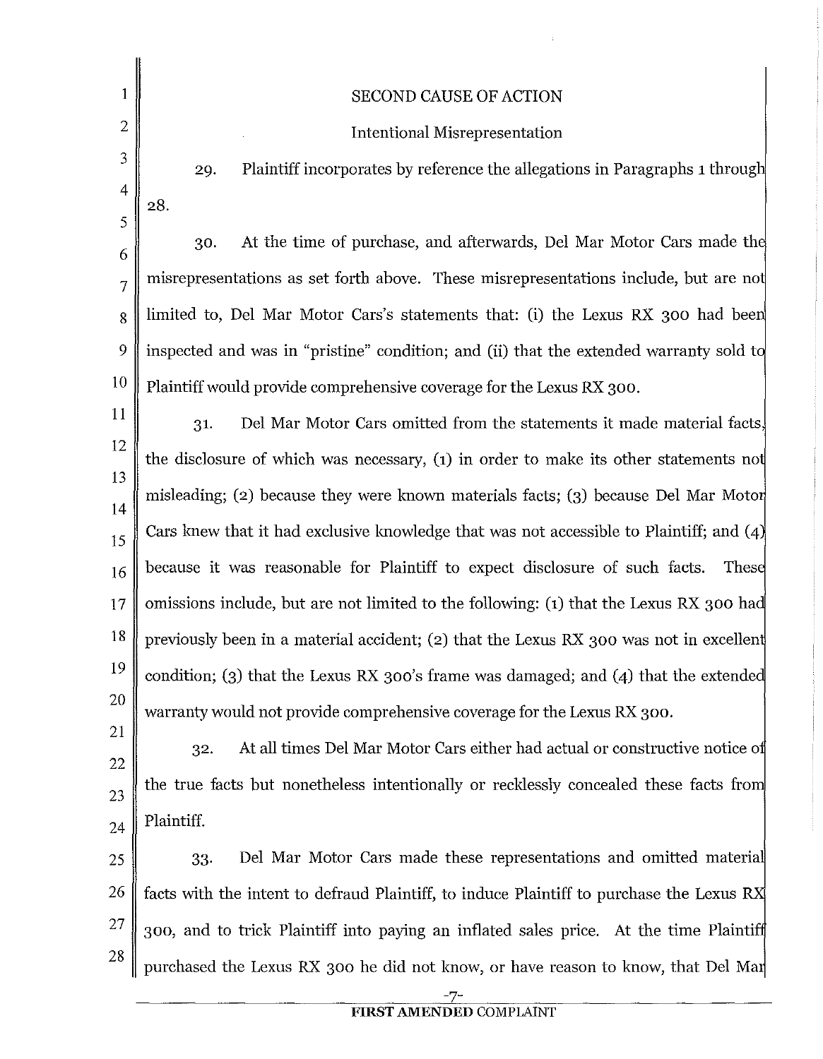## SECOND CAUSE OF ACTION

### Intentional Misrepresentation

29. Plaintiff incorporates by reference the allegations in Paragraphs 1 through 28.

30. At the time of purchase, and afterwards, Del Mar Motor Cars made the misrepresentations as set forth above. These misrepresentations include, but are not limited to, Del Mar Motor Cars's statements that: (i) the Lexus RX 300 had been inspected and was in "pristine" condition; and (ii) that the extended warranty sold to Plaintiff would provide comprehensive coverage for the Lexus RX 300.

31. Del Mar Motor Cars omitted from the statements it made material facts, the disclosure of which was necessary, (1) in order to make its other statements not misleading; (2) because they were known materials facts; (3) because Del Mar Motor Cars knew that it had exclusive knowledge that was not accessible to Plaintiff; and (4) because it was reasonable for Plaintiff to expect disclosure of such facts. These omissions include, but are not limited to the following: (1) that the Lexus RX 300 had previously been in a material accident; (2) that the Lexus RX 300 was not in excellent condition; (3) that the Lexus RX 300's frame was damaged; and (4) that the extended warranty would not provide comprehensive coverage for the Lexus RX 300.

32. At all times Del Mar Motor Cars either had actual or constructive notice of the true facts but nonetheless intentionally or recklessly concealed these facts from Plaintiff.

33. Del Mar Motor Cars made these representations and omitted material facts with the intent to defraud Plaintiff, to induce Plaintiff to purchase the Lexus RX 300, and to trick Plaintiff into paying an inflated sales price. At the time Plaintiff purchased the Lexus RX 300 he did not know, or have reason to know, that Del Mar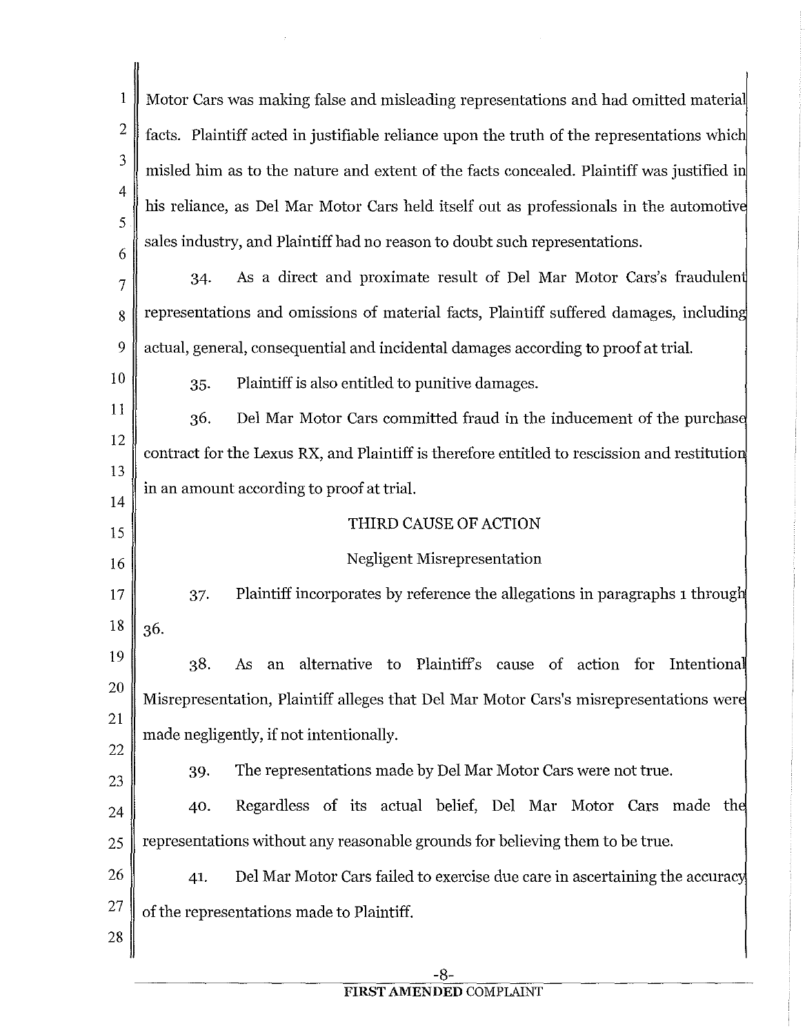Motor Cars was making false and misleading representations and had omitted material facts. Plaintiff acted in justifiable reliance upon the truth of the representations which misled him as to the nature and extent of the facts concealed. Plaintiff was justified in his reliance, as Del Mar Motor Cars held itself out as professionals in the automotive sales industry, and Plaintiff had no reason to doubt such representations.

34. As a direct and proximate result of Del Mar Motor Cars's fraudulent representations and omissions of material facts, Plaintiff suffered damages, including actual, general, consequential and incidental damages according to proof at trial.

35. Plaintiff is also entitled to punitive damages.

36. Del Mar Motor Cars committed fraud in the inducement of the purchase contract for the Lexus RX, and Plaintiff is therefore entitled to rescission and restitution in an amount according to proof at trial.

## THIRD CAUSE OF ACTION

## Negligent Misrepresentation

37. Plaintiff incorporates by reference the allegations in paragraphs 1 through 36.

38. As an alternative to Plaintiff's cause of action for Intentional Misrepresentation, Plaintiff alleges that Del Mar Motor Cars's misrepresentations were made negligently, if not intentionally.

39. The representations made by Del Mar Motor Cars were not true.

40. Regardless of its actual belief, Del Mar Motor Cars made the representations without any reasonable grounds for believing them to be true.

41. Del Mar Motor Cars failed to exercise due care in ascertaining the accuracy of the representations made to Plaintiff.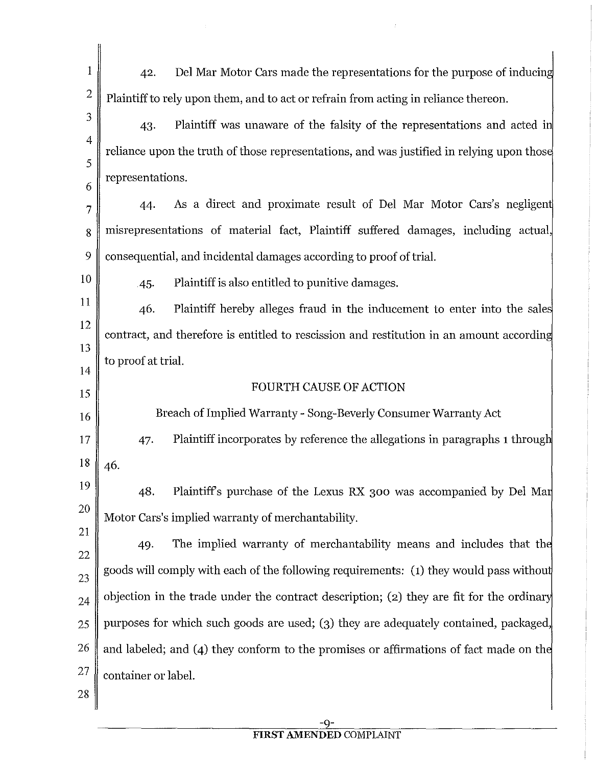42. Del Mar Motor Cars made the representations for the purpose of inducing Plaintiff to rely upon them, and to act or refrain from acting in reliance thereon.

43. Plaintiff was unaware of the falsity of the representations and acted in reliance upon the truth of those representations, and was justified in relying upon those representations.

44. As a direct and proximate result of Del Mar Motor Cars's negligent misrepresentations of material fact, Plaintiff suffered damages, including actual, consequential, and incidental damages according to proof of trial.

45. Plaintiff is also entitled to punitive damages.

46. Plaintiff hereby alleges fraud in the inducement to enter into the sales contract, and therefore is entitled to rescission and restitution in an amount according to proof at trial.

## FOURTH CAUSE OF ACTION

### Breach of Implied Warranty - Song-Beverly Consumer Warranty Act

47. Plaintiff incorporates by reference the allegations in paragraphs 1 through 46.

48. Plaintiff's purchase of the Lexus RX 300 was accompanied by Del Mar Motor Cars's implied warranty of merchantability.

49. The implied warranty of merchantability means and includes that the goods will comply with each of the following requirements: (1) they would pass without objection in the trade under the contract description; (2) they are fit for the ordinary purposes for which such goods are used; (3) they are adequately contained, packaged, and labeled; and (4) they conform to the promises or affirmations of fact made on the container or label.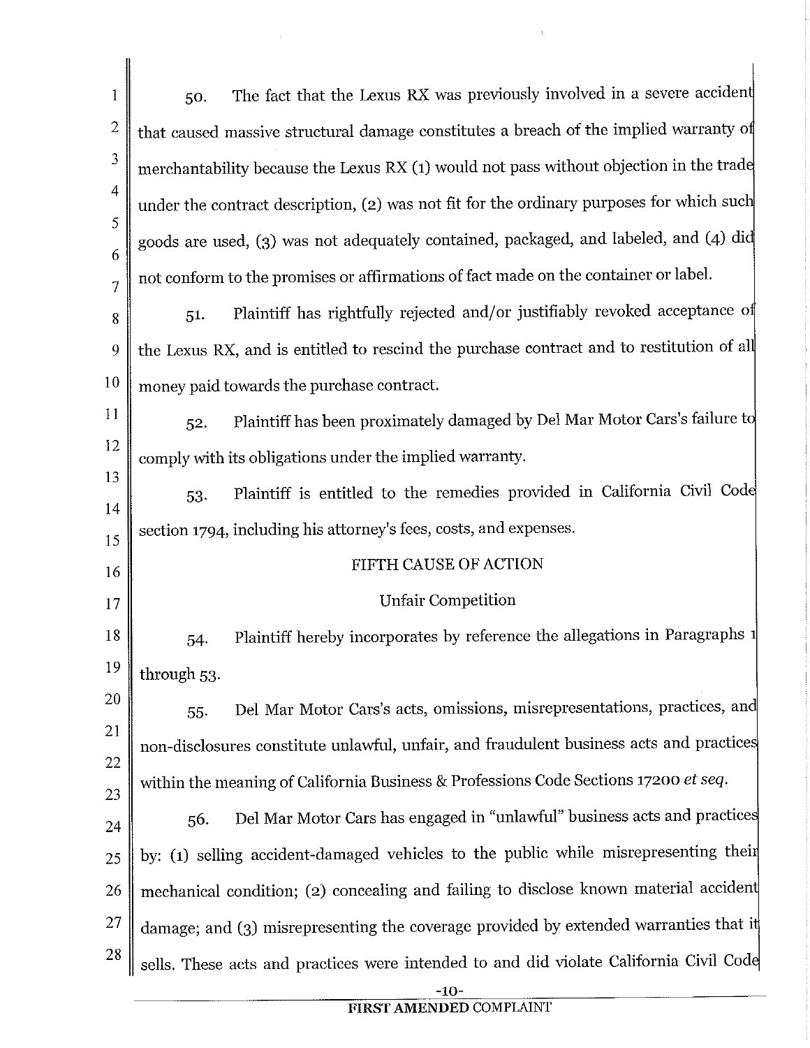50. The fact that the Lexus RX was previously involved in a severe accident that caused massive structural damage constitutes a breach of the implied warranty of merchantability because the Lexus RX (1) would not pass without objection in the trade under the contract description, (2) was not fit for the ordinary purposes for which such goods are used, (3) was not adequately contained, packaged, and labeled, and (4) did not conform to the promises or affirmations of fact made on the container or label.

51. Plaintiff has rightfully rejected and/or justifiably revoked acceptance of the Lexus RX, and is entitled to rescind the purchase contract and to restitution of all money paid towards the purchase contract.

52. Plaintiff has been proximately damaged by Del Mar Motor Cars's failure to comply with its obligations under the implied warranty.

53. Plaintiff is entitled to the remedies provided in California Civil Code section 1794, including his attorney's fees, costs, and expenses.

FIFTH CAUSE OF ACTION

Unfair Competition

54. Plaintiff hereby incorporates by reference the allegations in Paragraphs 1 through 53.

55. Del Mar Motor Cars's acts, omissions, misrepresentations, practices, and non-disclosures constitute unlawful, unfair, and fraudulent business acts and practices within the meaning of California Business & Professions Code Sections 17200 *et seq.*

56. Del Mar Motor Cars has engaged in "unlawful" business acts and practices by: (1) selling accident-damaged vehicles to the public while misrepresenting their mechanical condition; (2) concealing and failing to disclose known material accident damage; and (3) misrepresenting the coverage provided by extended warranties that it sells. These acts and practices were intended to and did violate California Civil Code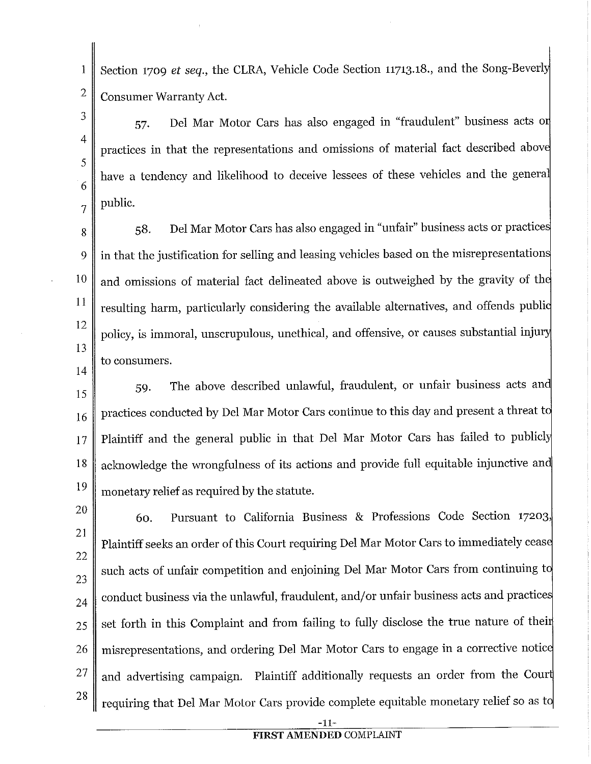Section 1709 *et seq.*, the CLRA, Vehicle Code Section 11713.18., and the Song-Beverly Consumer Warranty Act.

57. Del Mar Motor Cars has also engaged in "fraudulent" business acts or practices in that the representations and omissions of material fact described above have a tendency and likelihood to deceive lessees of these vehicles and the general public.

58. Del Mar Motor Cars has also engaged in "unfair" business acts or practices in that the justification for selling and leasing vehicles based on the misrepresentations and omissions of material fact delineated above is outweighed by the gravity of the resulting harm, particularly considering the available alternatives, and offends public policy, is immoral, unscrupulous, unethical, and offensive, or causes substantial injury to consumers.

59. The above described unlawful, fraudulent, or unfair business acts and practices conducted by Del Mar Motor Cars continue to this day and present a threat to Plaintiff and the general public in that Del Mar Motor Cars has failed to publicly acknowledge the wrongfulness of its actions and provide full equitable injunctive and monetary relief as required by the statute.

60. Pursuant to California Business & Professions Code Section 17203, Plaintiff seeks an order of this Court requiring Del Mar Motor Cars to immediately cease such acts of unfair competition and enjoining Del Mar Motor Cars from continuing to conduct business via the unlawful, fraudulent, and/or unfair business acts and practices set forth in this Complaint and from failing to fully disclose the true nature of their misrepresentations, and ordering Del Mar Motor Cars to engage in a corrective notice and advertising campaign. Plaintiff additionally requests an order from the Court requiring that Del Mar Motor Cars provide complete equitable monetary relief so as to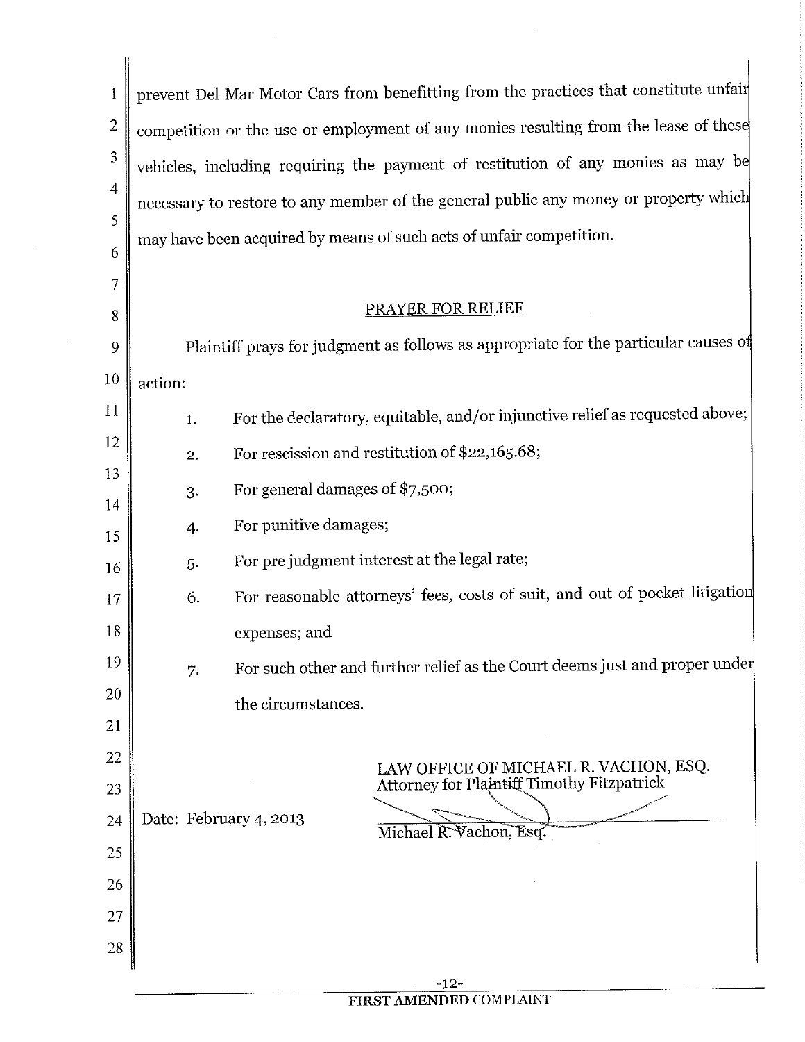prevent Del Mar Motor Cars from benefitting from the practices that constitute unfair competition or the use or employment of any monies resulting from the lease of these vehicles, including requiring the payment of restitution of any monies as may be necessary to restore to any member of the general public any money or property which may have been acquired by means of such acts of unfair competition.

## PRAYER FOR RELIEF

Plaintiff prays for judgment as follows as appropriate for the particular causes of action:

1. For the declaratory, equitable, and/or injunctive relief as requested above;
2. For rescission and restitution of $22,165.68;
3. For general damages of $7,500;
4. For punitive damages;
5. For pre judgment interest at the legal rate;
6. For reasonable attorneys' fees, costs of suit, and out of pocket litigation expenses; and
7. For such other and further relief as the Court deems just and proper under the circumstances.

LAW OFFICE OF MICHAEL R. VACHON, ESQ.
Attorney for Plaintiff Timothy Fitzpatrick

Date: February 4, 2013

Michael R. Vachon, Esq.